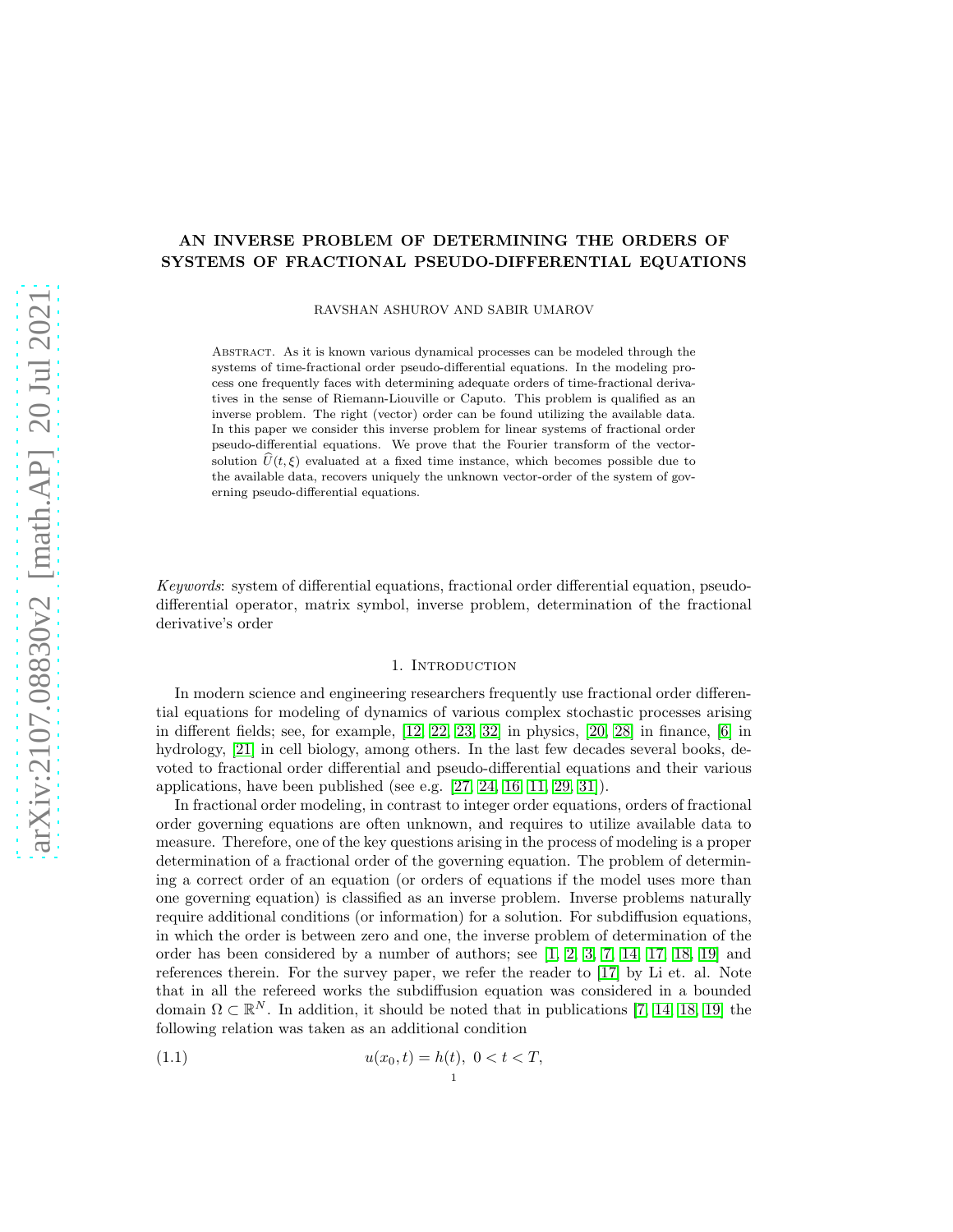# AN INVERSE PROBLEM OF DETERMINING THE ORDERS OF SYSTEMS OF FRACTIONAL PSEUDO-DIFFERENTIAL EQUATIONS

RAVSHAN ASHUROV AND SABIR UMAROV

Abstract. As it is known various dynamical processes can be modeled through the systems of time-fractional order pseudo-differential equations. In the modeling process one frequently faces with determining adequate orders of time-fractional derivatives in the sense of Riemann-Liouville or Caputo. This problem is qualified as an inverse problem. The right (vector) order can be found utilizing the available data. In this paper we consider this inverse problem for linear systems of fractional order pseudo-differential equations. We prove that the Fourier transform of the vector-solution $\widehat{U}(t,\xi)$ evaluated at a fixed time instance, which becomes possible due to the available data, recovers uniquely the unknown vector-order of the system of governing pseudo-differential equations.

*Keywords*: system of differential equations, fractional order differential equation, pseudo-differential operator, matrix symbol, inverse problem, determination of the fractional derivative's order

## 1. Introduction

In modern science and engineering researchers frequently use fractional order differential equations for modeling of dynamics of various complex stochastic processes arising in different fields; see, for example, [12, 22, 23, 32] in physics, [20, 28] in finance, [6] in hydrology, [21] in cell biology, among others. In the last few decades several books, devoted to fractional order differential and pseudo-differential equations and their various applications, have been published (see e.g. [27, 24, 16, 11, 29, 31]).

In fractional order modeling, in contrast to integer order equations, orders of fractional order governing equations are often unknown, and requires to utilize available data to measure. Therefore, one of the key questions arising in the process of modeling is a proper determination of a fractional order of the governing equation. The problem of determining a correct order of an equation (or orders of equations if the model uses more than one governing equation) is classified as an inverse problem. Inverse problems naturally require additional conditions (or information) for a solution. For subdiffusion equations, in which the order is between zero and one, the inverse problem of determination of the order has been considered by a number of authors; see [1, 2, 3, 7, 14, 17, 18, 19] and references therein. For the survey paper, we refer the reader to [17] by Li et. al. Note that in all the refereed works the subdiffusion equation was considered in a bounded domain $\Omega \subset \mathbb{R}^N$. In addition, it should be noted that in publications [7, 14, 18, 19] the following relation was taken as an additional condition

$$u(x_0,t) = h(t), \ 0 < t < T, \tag{1.1}$$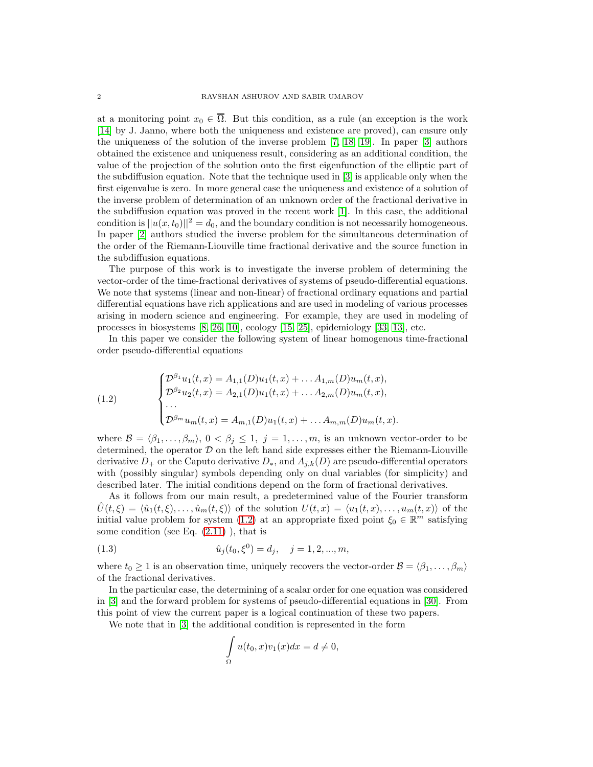at a monitoring point $x_0 \in \overline{\Omega}$. But this condition, as a rule (an exception is the work [14] by J. Janno, where both the uniqueness and existence are proved), can ensure only the uniqueness of the solution of the inverse problem [7, 18, 19]. In paper [3] authors obtained the existence and uniqueness result, considering as an additional condition, the value of the projection of the solution onto the first eigenfunction of the elliptic part of the subdiffusion equation. Note that the technique used in [3] is applicable only when the first eigenvalue is zero. In more general case the uniqueness and existence of a solution of the inverse problem of determination of an unknown order of the fractional derivative in the subdiffusion equation was proved in the recent work [1]. In this case, the additional condition is $||u(x,t_0)||^2 = d_0$, and the boundary condition is not necessarily homogeneous. In paper [2] authors studied the inverse problem for the simultaneous determination of the order of the Riemann-Liouville time fractional derivative and the source function in the subdiffusion equations.

The purpose of this work is to investigate the inverse problem of determining the vector-order of the time-fractional derivatives of systems of pseudo-differential equations. We note that systems (linear and non-linear) of fractional ordinary equations and partial differential equations have rich applications and are used in modeling of various processes arising in modern science and engineering. For example, they are used in modeling of processes in biosystems [8, 26, 10], ecology [15, 25], epidemiology [33, 13], etc.

In this paper we consider the following system of linear homogenous time-fractional order pseudo-differential equations

$$
\begin{cases}
\mathcal{D}^{\beta_1} u_1(t,x) = A_{1,1}(D)u_1(t,x) + \ldots A_{1,m}(D)u_m(t,x), \\
\mathcal{D}^{\beta_2} u_2(t,x) = A_{2,1}(D)u_1(t,x) + \ldots A_{2,m}(D)u_m(t,x), \\
\ldots \\
\mathcal{D}^{\beta_m} u_m(t,x) = A_{m,1}(D)u_1(t,x) + \ldots A_{m,m}(D)u_m(t,x).
\end{cases}
\tag{1.2}
$$

where $\mathcal{B} = \langle \beta_1, \ldots, \beta_m \rangle$, $0 < \beta_j \leq 1$, $j = 1, \ldots, m$, is an unknown vector-order to be determined, the operator $\mathcal{D}$ on the left hand side expresses either the Riemann-Liouville derivative $D_+$ or the Caputo derivative $D_*$, and $A_{j,k}(D)$ are pseudo-differential operators with (possibly singular) symbols depending only on dual variables (for simplicity) and described later. The initial conditions depend on the form of fractional derivatives.

As it follows from our main result, a predetermined value of the Fourier transform $\hat{U}(t,\xi) = \langle \hat{u}_1(t,\xi), \ldots, \hat{u}_m(t,\xi) \rangle$ of the solution $U(t,x) = \langle u_1(t,x), \ldots, u_m(t,x) \rangle$ of the initial value problem for system (1.2) at an appropriate fixed point $\xi_0 \in \mathbb{R}^m$ satisfying some condition (see Eq. (2.11) ), that is

$$
\hat{u}_j(t_0, \xi^0) = d_j, \quad j = 1, 2, ..., m, \tag{1.3}
$$

where $t_0 \geq 1$ is an observation time, uniquely recovers the vector-order $\mathcal{B} = \langle \beta_1, \ldots, \beta_m \rangle$ of the fractional derivatives.

In the particular case, the determining of a scalar order for one equation was considered in [3] and the forward problem for systems of pseudo-differential equations in [30]. From this point of view the current paper is a logical continuation of these two papers.

We note that in [3] the additional condition is represented in the form

$$
\int\limits_{\Omega} u(t_0, x) v_1(x) dx = d \neq 0,
$$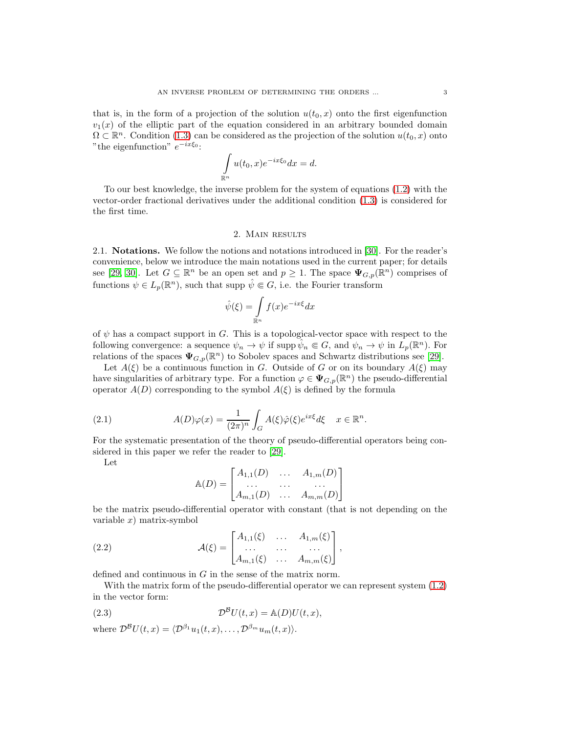that is, in the form of a projection of the solution $u(t_0, x)$ onto the first eigenfunction $v_1(x)$ of the elliptic part of the equation considered in an arbitrary bounded domain $\Omega \subset \mathbb{R}^n$. Condition (1.3) can be considered as the projection of the solution $u(t_0, x)$ onto "the eigenfunction" $e^{-ix\xi_0}$:

$$\int\limits_{\mathbb{R}^n} u(t_0, x) e^{-ix\xi_0} dx = d.$$

To our best knowledge, the inverse problem for the system of equations (1.2) with the vector-order fractional derivatives under the additional condition (1.3) is considered for the first time.

## 2. Main results

2.1. **Notations.** We follow the notions and notations introduced in [30]. For the reader's convenience, below we introduce the main notations used in the current paper; for details see [29, 30]. Let $G \subseteq \mathbb{R}^n$ be an open set and $p \geq 1$. The space $\mathbf{\Psi}_{G,p}(\mathbb{R}^n)$ comprises of functions $\psi \in L_p(\mathbb{R}^n)$, such that supp $\hat{\psi} \Subset G$, i.e. the Fourier transform

$$\hat{\psi}(\xi) = \int\limits_{\mathbb{R}^n} f(x) e^{-ix\xi} dx$$

of $\psi$ has a compact support in $G$. This is a topological-vector space with respect to the following convergence: a sequence $\psi_n \to \psi$ if supp $\hat{\psi}_n \Subset G$, and $\psi_n \to \psi$ in $L_p(\mathbb{R}^n)$. For relations of the spaces $\mathbf{\Psi}_{G,p}(\mathbb{R}^n)$ to Sobolev spaces and Schwartz distributions see [29].

Let $A(\xi)$ be a continuous function in $G$. Outside of $G$ or on its boundary $A(\xi)$ may have singularities of arbitrary type. For a function $\varphi \in \mathbf{\Psi}_{G,p}(\mathbb{R}^n)$ the pseudo-differential operator $A(D)$ corresponding to the symbol $A(\xi)$ is defined by the formula

$$A(D)\varphi(x) = \frac{1}{(2\pi)^n} \int_G A(\xi) \hat{\varphi}(\xi) e^{ix\xi} d\xi \quad x \in \mathbb{R}^n. \tag{2.1}$$

For the systematic presentation of the theory of pseudo-differential operators being considered in this paper we refer the reader to [29].

Let

$$\mathbb{A}(D) = \begin{bmatrix} A_{1,1}(D) & \dots & A_{1,m}(D) \\ \dots & \dots & \dots \\ A_{m,1}(D) & \dots & A_{m,m}(D) \end{bmatrix}$$

be the matrix pseudo-differential operator with constant (that is not depending on the variable $x$) matrix-symbol

$$\mathcal{A}(\xi) = \begin{bmatrix} A_{1,1}(\xi) & \dots & A_{1,m}(\xi) \\ \dots & \dots & \dots \\ A_{m,1}(\xi) & \dots & A_{m,m}(\xi) \end{bmatrix}, \tag{2.2}$$

defined and continuous in $G$ in the sense of the matrix norm.

With the matrix form of the pseudo-differential operator we can represent system (1.2) in the vector form:

$$\mathcal{D}^{\mathcal{B}} U(t, x) = \mathbb{A}(D) U(t, x), \tag{2.3}$$

where $\mathcal{D}^{\mathcal{B}} U(t, x) = \langle \mathcal{D}^{\beta_1} u_1(t, x), \dots, \mathcal{D}^{\beta_m} u_m(t, x) \rangle$.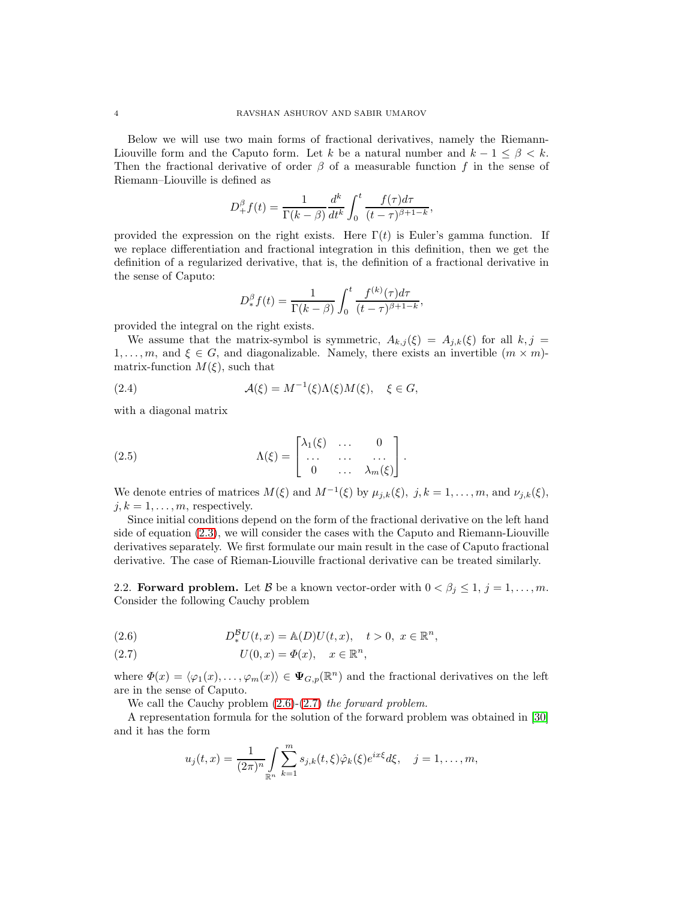Below we will use two main forms of fractional derivatives, namely the Riemann-Liouville form and the Caputo form. Let $k$ be a natural number and $k-1 \leq \beta < k$. Then the fractional derivative of order $\beta$ of a measurable function $f$ in the sense of Riemann–Liouville is defined as

$$D_+^\beta f(t) = \frac{1}{\Gamma(k-\beta)} \frac{d^k}{dt^k} \int_0^t \frac{f(\tau) d\tau}{(t-\tau)^{\beta+1-k}},$$

provided the expression on the right exists. Here $\Gamma(t)$ is Euler's gamma function. If we replace differentiation and fractional integration in this definition, then we get the definition of a regularized derivative, that is, the definition of a fractional derivative in the sense of Caputo:

$$D_*^\beta f(t) = \frac{1}{\Gamma(k-\beta)} \int_0^t \frac{f^{(k)}(\tau) d\tau}{(t-\tau)^{\beta+1-k}},$$

provided the integral on the right exists.

We assume that the matrix-symbol is symmetric, $A_{k,j}(\xi) = A_{j,k}(\xi)$ for all $k, j = 1, \dots, m$, and $\xi \in G$, and diagonalizable. Namely, there exists an invertible $(m \times m)$-matrix-function $M(\xi)$, such that

$$\mathcal{A}(\xi) = M^{-1}(\xi) \Lambda(\xi) M(\xi), \quad \xi \in G, \tag{2.4}$$

with a diagonal matrix

$$\Lambda(\xi) = \begin{bmatrix} \lambda_1(\xi) & \dots & 0 \\ \dots & \dots & \dots \\ 0 & \dots & \lambda_m(\xi) \end{bmatrix}. \tag{2.5}$$

We denote entries of matrices $M(\xi)$ and $M^{-1}(\xi)$ by $\mu_{j,k}(\xi),\ j,k = 1, \dots, m$, and $\nu_{j,k}(\xi)$, $j,k = 1, \dots, m$, respectively.

Since initial conditions depend on the form of the fractional derivative on the left hand side of equation (2.3), we will consider the cases with the Caputo and Riemann-Liouville derivatives separately. We first formulate our main result in the case of Caputo fractional derivative. The case of Rieman-Liouville fractional derivative can be treated similarly.

2.2. **Forward problem.** Let $\mathcal{B}$ be a known vector-order with $0 < \beta_j \leq 1$, $j = 1, \dots, m$. Consider the following Cauchy problem

$$D_*^{\mathcal{B}} U(t,x) = \mathbb{A}(D) U(t,x), \quad t > 0,\ x \in \mathbb{R}^n, \tag{2.6}$$

$$U(0,x) = \Phi(x), \quad x \in \mathbb{R}^n, \tag{2.7}$$

where $\Phi(x) = \langle \varphi_1(x), \dots, \varphi_m(x) \rangle \in \mathbf{\Psi}_{G,p}(\mathbb{R}^n)$ and the fractional derivatives on the left are in the sense of Caputo.

We call the Cauchy problem (2.6)-(2.7) *the forward problem.*

A representation formula for the solution of the forward problem was obtained in [30] and it has the form

$$u_j(t,x) = \frac{1}{(2\pi)^n} \int\limits_{\mathbb{R}^n} \sum_{k=1}^m s_{j,k}(t,\xi) \hat{\varphi}_k(\xi) e^{ix\xi} d\xi, \quad j = 1, \dots, m,$$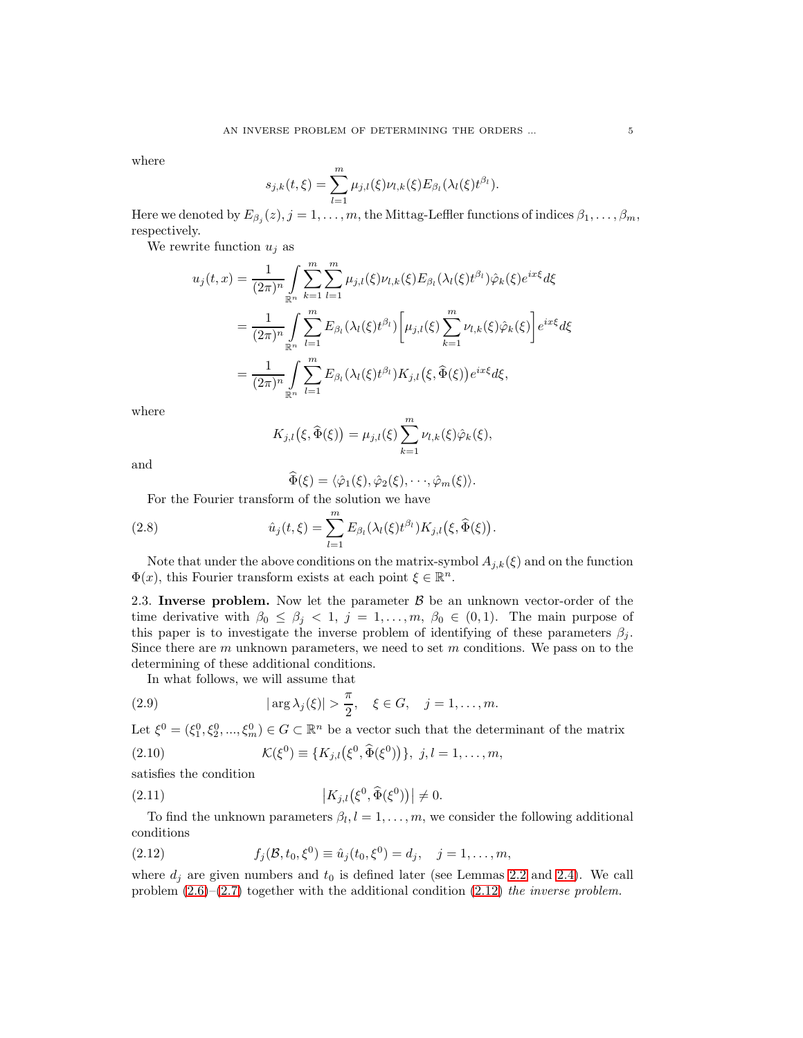where

$$s_{j,k}(t,\xi) = \sum_{l=1}^{m} \mu_{j,l}(\xi)\nu_{l,k}(\xi)E_{\beta_l}(\lambda_l(\xi)t^{\beta_l}).$$

Here we denoted by $E_{\beta_j}(z)$, $j = 1, \ldots, m$, the Mittag-Leffler functions of indices $\beta_1, \ldots, \beta_m$, respectively.

We rewrite function $u_j$ as

$$\begin{aligned}
u_j(t,x) &= \frac{1}{(2\pi)^n} \int\limits_{\mathbb{R}^n} \sum_{k=1}^{m} \sum_{l=1}^{m} \mu_{j,l}(\xi)\nu_{l,k}(\xi)E_{\beta_l}(\lambda_l(\xi)t^{\beta_l})\hat{\varphi}_k(\xi)e^{ix\xi}d\xi \\
&= \frac{1}{(2\pi)^n} \int\limits_{\mathbb{R}^n} \sum_{l=1}^{m} E_{\beta_l}(\lambda_l(\xi)t^{\beta_l}) \Big[\mu_{j,l}(\xi) \sum_{k=1}^{m} \nu_{l,k}(\xi)\hat{\varphi}_k(\xi)\Big] e^{ix\xi}d\xi \\
&= \frac{1}{(2\pi)^n} \int\limits_{\mathbb{R}^n} \sum_{l=1}^{m} E_{\beta_l}(\lambda_l(\xi)t^{\beta_l}) K_{j,l}\big(\xi, \widehat{\Phi}(\xi)\big) e^{ix\xi}d\xi,
\end{aligned}$$

where

$$K_{j,l}\big(\xi, \widehat{\Phi}(\xi)\big) = \mu_{j,l}(\xi) \sum_{k=1}^{m} \nu_{l,k}(\xi)\hat{\varphi}_k(\xi),$$

and

$$\widehat{\Phi}(\xi) = \langle \hat{\varphi}_1(\xi), \hat{\varphi}_2(\xi), \cdots, \hat{\varphi}_m(\xi) \rangle.$$

For the Fourier transform of the solution we have

$$\hat{u}_j(t,\xi) = \sum_{l=1}^{m} E_{\beta_l}(\lambda_l(\xi)t^{\beta_l}) K_{j,l}\big(\xi, \widehat{\Phi}(\xi)\big). \tag{2.8}$$

Note that under the above conditions on the matrix-symbol $A_{j,k}(\xi)$ and on the function $\Phi(x)$, this Fourier transform exists at each point $\xi \in \mathbb{R}^n$.

**2.3. Inverse problem.** Now let the parameter $\mathcal{B}$ be an unknown vector-order of the time derivative with $\beta_0 \leq \beta_j < 1$, $j = 1, \ldots, m$, $\beta_0 \in (0,1)$. The main purpose of this paper is to investigate the inverse problem of identifying of these parameters $\beta_j$. Since there are $m$ unknown parameters, we need to set $m$ conditions. We pass on to the determining of these additional conditions.

In what follows, we will assume that

$$|\arg \lambda_j(\xi)| > \frac{\pi}{2}, \quad \xi \in G, \quad j = 1, \ldots, m. \tag{2.9}$$

Let $\xi^0 = (\xi_1^0, \xi_2^0, ..., \xi_m^0) \in G \subset \mathbb{R}^n$ be a vector such that the determinant of the matrix

$$\mathcal{K}(\xi^0) \equiv \{K_{j,l}\big(\xi^0, \widehat{\Phi}(\xi^0)\big)\}, \; j, l = 1, \ldots, m, \tag{2.10}$$

satisfies the condition

$$\big|K_{j,l}\big(\xi^0, \widehat{\Phi}(\xi^0)\big)\big| \neq 0. \tag{2.11}$$

To find the unknown parameters $\beta_l, l = 1, \ldots, m$, we consider the following additional conditions

$$f_j(\mathcal{B}, t_0, \xi^0) \equiv \hat{u}_j(t_0, \xi^0) = d_j, \quad j = 1, \ldots, m, \tag{2.12}$$

where $d_j$ are given numbers and $t_0$ is defined later (see Lemmas 2.2 and 2.4). We call problem (2.6)–(2.7) together with the additional condition (2.12) *the inverse problem.*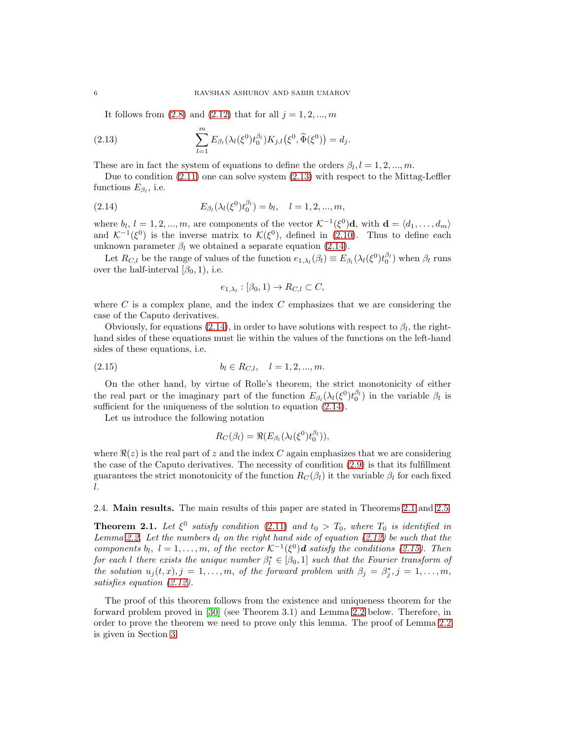It follows from (2.8) and (2.12) that for all $j = 1, 2, ..., m$

$$\sum_{l=1}^{m} E_{\beta_l}(\lambda_l(\xi^0)t_0^{\beta_l})K_{j,l}\big(\xi^0, \widehat{\Phi}(\xi^0)\big) = d_j. \tag{2.13}$$

These are in fact the system of equations to define the orders $\beta_l, l = 1, 2, ..., m$.

Due to condition (2.11) one can solve system (2.13) with respect to the Mittag-Leffler functions $E_{\beta_l}$, i.e.

$$E_{\beta_l}(\lambda_l(\xi^0)t_0^{\beta_l}) = b_l, \quad l = 1, 2, ..., m, \tag{2.14}$$

where $b_l$, $l = 1, 2, ..., m$, are components of the vector $\mathcal{K}^{-1}(\xi^0)\mathbf{d}$, with $\mathbf{d} = \langle d_1, \dots, d_m \rangle$ and $\mathcal{K}^{-1}(\xi^0)$ is the inverse matrix to $\mathcal{K}(\xi^0)$, defined in (2.10). Thus to define each unknown parameter $\beta_l$ we obtained a separate equation (2.14).

Let $R_{C,l}$ be the range of values of the function $e_{1,\lambda_l}(\beta_l) \equiv E_{\beta_l}(\lambda_l(\xi^0)t_0^{\beta_l})$ when $\beta_l$ runs over the half-interval $[\beta_0, 1)$, i.e.

$$e_{1,\lambda_l} : [\beta_0, 1) \to R_{C,l} \subset C,$$

where $C$ is a complex plane, and the index $C$ emphasizes that we are considering the case of the Caputo derivatives.

Obviously, for equations (2.14), in order to have solutions with respect to $\beta_l$, the right-hand sides of these equations must lie within the values of the functions on the left-hand sides of these equations, i.e.

$$b_l \in R_{C,l}, \quad l = 1, 2, ..., m. \tag{2.15}$$

On the other hand, by virtue of Rolle's theorem, the strict monotonicity of either the real part or the imaginary part of the function $E_{\beta_l}(\lambda_l(\xi^0)t_0^{\beta_l})$ in the variable $\beta_l$ is sufficient for the uniqueness of the solution to equation (2.14).

Let us introduce the following notation

$$R_C(\beta_l) = \Re(E_{\beta_l}(\lambda_l(\xi^0)t_0^{\beta_l})),$$

where $\Re(z)$ is the real part of $z$ and the index $C$ again emphasizes that we are considering the case of the Caputo derivatives. The necessity of condition (2.9) is that its fulfillment guarantees the strict monotonicity of the function $R_C(\beta_l)$ it the variable $\beta_l$ for each fixed $l$.

## 2.4. Main results.

The main results of this paper are stated in Theorems 2.1 and 2.5.

**Theorem 2.1.** *Let $\xi^0$ satisfy condition (2.11) and $t_0 > T_0$, where $T_0$ is identified in Lemma 2.2. Let the numbers $d_l$ on the right hand side of equation (2.12) be such that the components $b_l$, $l = 1, \dots, m$, of the vector $\mathcal{K}^{-1}(\xi^0)\boldsymbol{d}$ satisfy the conditions (2.15). Then for each $l$ there exists the unique number $\beta_l^* \in [\beta_0, 1]$ such that the Fourier transform of the solution $u_j(t, x), j = 1, \dots, m$, of the forward problem with $\beta_j = \beta_j^*, j = 1, \dots, m$, satisfies equation (2.12).*

The proof of this theorem follows from the existence and uniqueness theorem for the forward problem proved in [30] (see Theorem 3.1) and Lemma 2.2 below. Therefore, in order to prove the theorem we need to prove only this lemma. The proof of Lemma 2.2 is given in Section 3.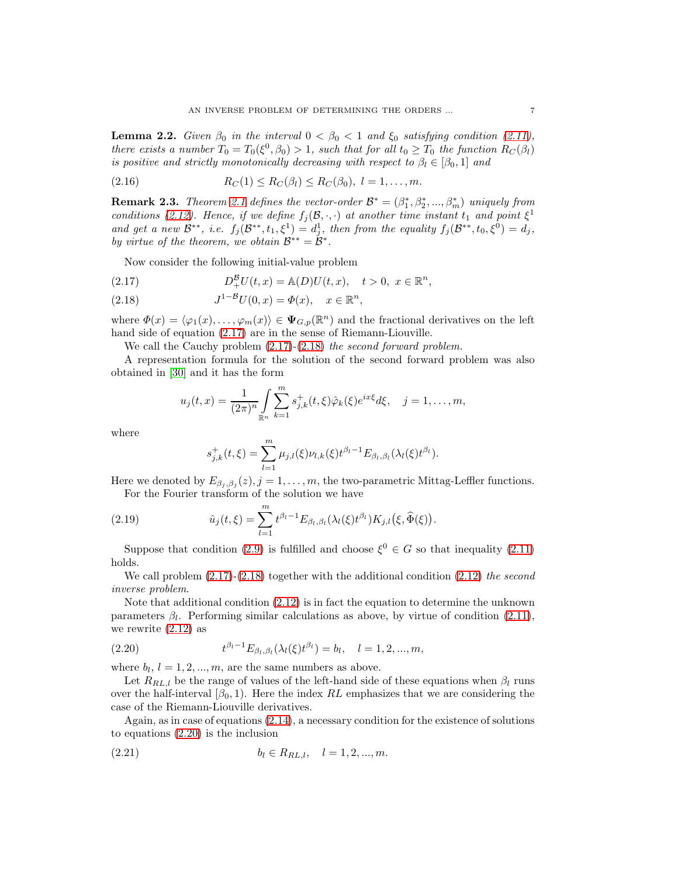**Lemma 2.2.** *Given $\beta_0$ in the interval $0 < \beta_0 < 1$ and $\xi_0$ satisfying condition (2.11), there exists a number $T_0 = T_0(\xi^0, \beta_0) > 1$, such that for all $t_0 \geq T_0$ the function $R_C(\beta_l)$ is positive and strictly monotonically decreasing with respect to $\beta_l \in [\beta_0, 1]$ and*

$$R_C(1) \leq R_C(\beta_l) \leq R_C(\beta_0),\ l = 1, \dots, m. \tag{2.16}$$

**Remark 2.3.** *Theorem 2.1 defines the vector-order $\mathcal{B}^* = (\beta_1^*, \beta_2^*, ..., \beta_m^*)$ uniquely from conditions (2.12). Hence, if we define $f_j(\mathcal{B}, \cdot, \cdot)$ at another time instant $t_1$ and point $\xi^1$ and get a new $\mathcal{B}^{**}$, i.e. $f_j(\mathcal{B}^{**}, t_1, \xi^1) = d_j^1$, then from the equality $f_j(\mathcal{B}^{**}, t_0, \xi^0) = d_j$, by virtue of the theorem, we obtain $\mathcal{B}^{**} = \mathcal{B}^*$.*

Now consider the following initial-value problem

$$D_+^{\mathcal{B}} U(t, x) = \mathbb{A}(D) U(t, x), \quad t > 0,\ x \in \mathbb{R}^n, \tag{2.17}$$

$$J^{1-\mathcal{B}} U(0, x) = \Phi(x), \quad x \in \mathbb{R}^n, \tag{2.18}$$

where $\Phi(x) = \langle \varphi_1(x), \dots, \varphi_m(x) \rangle \in \mathbf{\Psi}_{G,p}(\mathbb{R}^n)$ and the fractional derivatives on the left hand side of equation (2.17) are in the sense of Riemann-Liouville.

We call the Cauchy problem (2.17)-(2.18) *the second forward problem.*

A representation formula for the solution of the second forward problem was also obtained in [30] and it has the form

$$u_j(t, x) = \frac{1}{(2\pi)^n} \int_{\mathbb{R}^n} \sum_{k=1}^{m} s_{j,k}^+(t, \xi) \hat{\varphi}_k(\xi) e^{ix\xi} d\xi, \quad j = 1, \dots, m,$$

where

$$s_{j,k}^+(t, \xi) = \sum_{l=1}^{m} \mu_{j,l}(\xi) \nu_{l,k}(\xi) t^{\beta_l - 1} E_{\beta_l, \beta_l}(\lambda_l(\xi) t^{\beta_l}).$$

Here we denoted by $E_{\beta_j, \beta_j}(z), j = 1, \dots, m$, the two-parametric Mittag-Leffler functions.

For the Fourier transform of the solution we have

$$\hat{u}_j(t, \xi) = \sum_{l=1}^{m} t^{\beta_l - 1} E_{\beta_l, \beta_l}(\lambda_l(\xi) t^{\beta_l}) K_{j,l}\big(\xi, \widehat{\Phi}(\xi)\big). \tag{2.19}$$

Suppose that condition (2.9) is fulfilled and choose $\xi^0 \in G$ so that inequality (2.11) holds.

We call problem (2.17)-(2.18) together with the additional condition (2.12) *the second inverse problem.*

Note that additional condition (2.12) is in fact the equation to determine the unknown parameters $\beta_l$. Performing similar calculations as above, by virtue of condition (2.11), we rewrite (2.12) as

$$t^{\beta_l - 1} E_{\beta_l, \beta_l}(\lambda_l(\xi) t^{\beta_l}) = b_l, \quad l = 1, 2, ..., m, \tag{2.20}$$

where $b_l$, $l = 1, 2, ..., m$, are the same numbers as above.

Let $R_{RL,l}$ be the range of values of the left-hand side of these equations when $\beta_l$ runs over the half-interval $[\beta_0, 1)$. Here the index $RL$ emphasizes that we are considering the case of the Riemann-Liouville derivatives.

Again, as in case of equations (2.14), a necessary condition for the existence of solutions to equations (2.20) is the inclusion

$$b_l \in R_{RL,l}, \quad l = 1, 2, ..., m. \tag{2.21}$$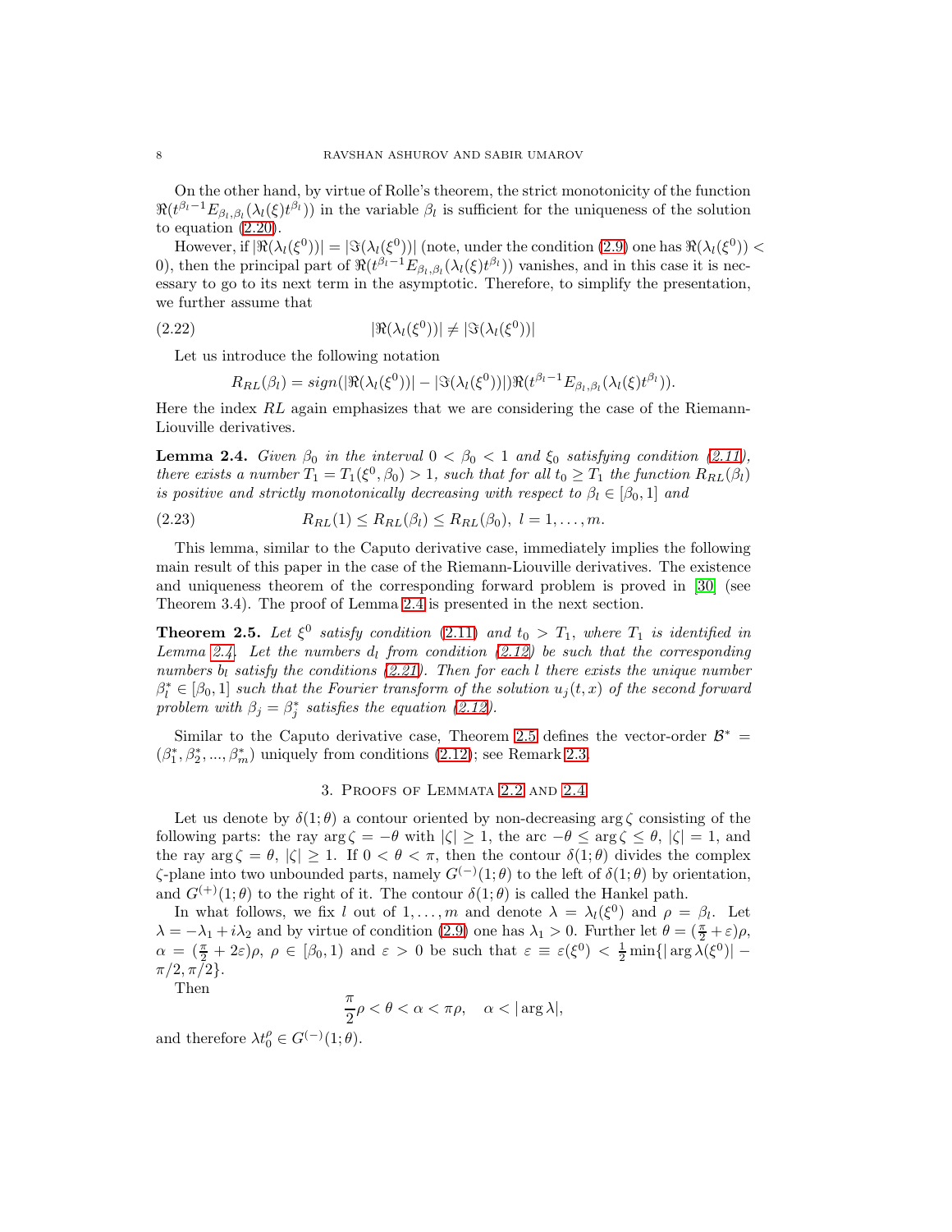On the other hand, by virtue of Rolle's theorem, the strict monotonicity of the function $\Re(t^{\beta_l-1}E_{\beta_l,\beta_l}(\lambda_l(\xi)t^{\beta_l}))$ in the variable $\beta_l$ is sufficient for the uniqueness of the solution to equation (2.20).

However, if $|\Re(\lambda_l(\xi^0))| = |\Im(\lambda_l(\xi^0))|$ (note, under the condition (2.9) one has $\Re(\lambda_l(\xi^0)) < 0$), then the principal part of $\Re(t^{\beta_l-1}E_{\beta_l,\beta_l}(\lambda_l(\xi)t^{\beta_l}))$ vanishes, and in this case it is necessary to go to its next term in the asymptotic. Therefore, to simplify the presentation, we further assume that

$$|\Re(\lambda_l(\xi^0))| \neq |\Im(\lambda_l(\xi^0))| \tag{2.22}$$

Let us introduce the following notation

$$R_{RL}(\beta_l) = sign(|\Re(\lambda_l(\xi^0))| - |\Im(\lambda_l(\xi^0))|)\Re(t^{\beta_l-1}E_{\beta_l,\beta_l}(\lambda_l(\xi)t^{\beta_l})).$$

Here the index $RL$ again emphasizes that we are considering the case of the Riemann-Liouville derivatives.

**Lemma 2.4.** *Given $\beta_0$ in the interval $0 < \beta_0 < 1$ and $\xi_0$ satisfying condition (2.11), there exists a number $T_1 = T_1(\xi^0, \beta_0) > 1$, such that for all $t_0 \geq T_1$ the function $R_{RL}(\beta_l)$ is positive and strictly monotonically decreasing with respect to $\beta_l \in [\beta_0, 1]$ and*

$$R_{RL}(1) \leq R_{RL}(\beta_l) \leq R_{RL}(\beta_0),\ l = 1, \ldots, m. \tag{2.23}$$

This lemma, similar to the Caputo derivative case, immediately implies the following main result of this paper in the case of the Riemann-Liouville derivatives. The existence and uniqueness theorem of the corresponding forward problem is proved in [30] (see Theorem 3.4). The proof of Lemma 2.4 is presented in the next section.

**Theorem 2.5.** *Let $\xi^0$ satisfy condition (2.11) and $t_0 > T_1$, where $T_1$ is identified in Lemma 2.4. Let the numbers $d_l$ from condition (2.12) be such that the corresponding numbers $b_l$ satisfy the conditions (2.21). Then for each $l$ there exists the unique number $\beta_l^* \in [\beta_0, 1]$ such that the Fourier transform of the solution $u_j(t, x)$ of the second forward problem with $\beta_j = \beta_j^*$ satisfies the equation (2.12).*

Similar to the Caputo derivative case, Theorem 2.5 defines the vector-order $\mathcal{B}^* = (\beta_1^*, \beta_2^*, ..., \beta_m^*)$ uniquely from conditions (2.12); see Remark 2.3.

## 3. Proofs of Lemmata 2.2 and 2.4

Let us denote by $\delta(1;\theta)$ a contour oriented by non-decreasing $\arg\zeta$ consisting of the following parts: the ray $\arg\zeta = -\theta$ with $|\zeta| \geq 1$, the arc $-\theta \leq \arg\zeta \leq \theta$, $|\zeta| = 1$, and the ray $\arg\zeta = \theta$, $|\zeta| \geq 1$. If $0 < \theta < \pi$, then the contour $\delta(1;\theta)$ divides the complex $\zeta$-plane into two unbounded parts, namely $G^{(-)}(1;\theta)$ to the left of $\delta(1;\theta)$ by orientation, and $G^{(+)}(1;\theta)$ to the right of it. The contour $\delta(1;\theta)$ is called the Hankel path.

In what follows, we fix $l$ out of $1, \ldots, m$ and denote $\lambda = \lambda_l(\xi^0)$ and $\rho = \beta_l$. Let $\lambda = -\lambda_1 + i\lambda_2$ and by virtue of condition (2.9) one has $\lambda_1 > 0$. Further let $\theta = (\frac{\pi}{2} + \varepsilon)\rho$, $\alpha = (\frac{\pi}{2} + 2\varepsilon)\rho$, $\rho \in [\beta_0, 1)$ and $\varepsilon > 0$ be such that $\varepsilon \equiv \varepsilon(\xi^0) < \frac{1}{2}\min\{|\arg\lambda(\xi^0)| - \pi/2, \pi/2\}$.

Then

$$\frac{\pi}{2}\rho < \theta < \alpha < \pi\rho, \quad \alpha < |\arg\lambda|,$$

and therefore $\lambda t_0^\rho \in G^{(-)}(1;\theta)$.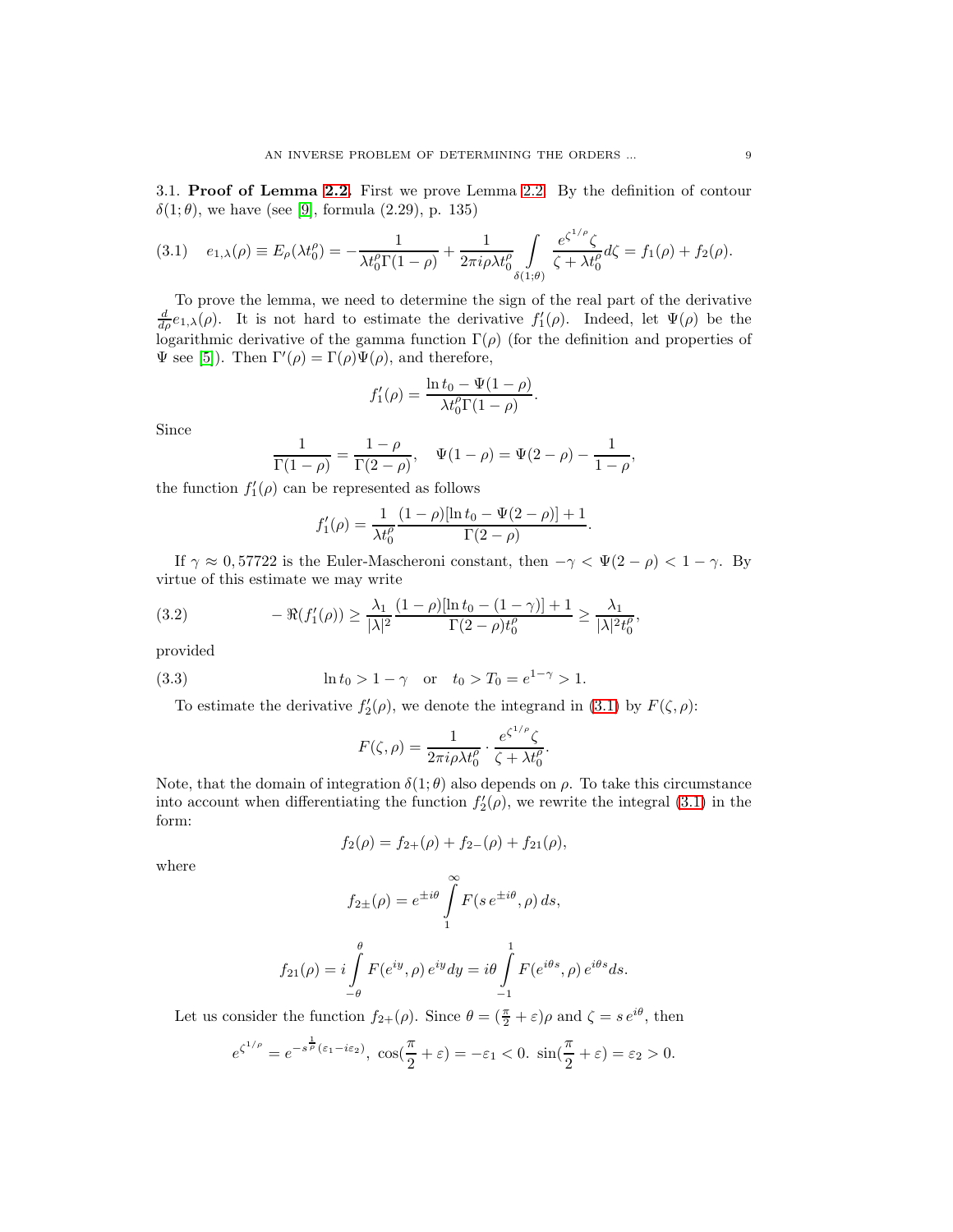3.1. **Proof of Lemma 2.2.** First we prove Lemma 2.2. By the definition of contour $\delta(1;\theta)$, we have (see [9], formula (2.29), p. 135)

$$e_{1,\lambda}(\rho) \equiv E_\rho(\lambda t_0^\rho) = -\frac{1}{\lambda t_0^\rho \Gamma(1-\rho)} + \frac{1}{2\pi i \rho \lambda t_0^\rho} \int\limits_{\delta(1;\theta)} \frac{e^{\zeta^{1/\rho}}\zeta}{\zeta + \lambda t_0^\rho} d\zeta = f_1(\rho) + f_2(\rho). \tag{3.1}$$

To prove the lemma, we need to determine the sign of the real part of the derivative $\frac{d}{d\rho} e_{1,\lambda}(\rho)$. It is not hard to estimate the derivative $f_1'(\rho)$. Indeed, let $\Psi(\rho)$ be the logarithmic derivative of the gamma function $\Gamma(\rho)$ (for the definition and properties of $\Psi$ see [5]). Then $\Gamma'(\rho) = \Gamma(\rho)\Psi(\rho)$, and therefore,

$$f_1'(\rho) = \frac{\ln t_0 - \Psi(1-\rho)}{\lambda t_0^\rho \Gamma(1-\rho)}.$$

Since

$$\frac{1}{\Gamma(1-\rho)} = \frac{1-\rho}{\Gamma(2-\rho)}, \quad \Psi(1-\rho) = \Psi(2-\rho) - \frac{1}{1-\rho},$$

the function $f_1'(\rho)$ can be represented as follows

$$f_1'(\rho) = \frac{1}{\lambda t_0^\rho} \frac{(1-\rho)[\ln t_0 - \Psi(2-\rho)] + 1}{\Gamma(2-\rho)}.$$

If $\gamma \approx 0,57722$ is the Euler-Mascheroni constant, then $-\gamma < \Psi(2-\rho) < 1-\gamma$. By virtue of this estimate we may write

$$-\Re(f_1'(\rho)) \geq \frac{\lambda_1}{|\lambda|^2} \frac{(1-\rho)[\ln t_0 - (1-\gamma)] + 1}{\Gamma(2-\rho) t_0^\rho} \geq \frac{\lambda_1}{|\lambda|^2 t_0^\rho}, \tag{3.2}$$

provided

$$\ln t_0 > 1-\gamma \quad \text{or} \quad t_0 > T_0 = e^{1-\gamma} > 1. \tag{3.3}$$

To estimate the derivative $f_2'(\rho)$, we denote the integrand in (3.1) by $F(\zeta,\rho)$:

$$F(\zeta,\rho) = \frac{1}{2\pi i \rho \lambda t_0^\rho} \cdot \frac{e^{\zeta^{1/\rho}}\zeta}{\zeta + \lambda t_0^\rho}.$$

Note, that the domain of integration $\delta(1;\theta)$ also depends on $\rho$. To take this circumstance into account when differentiating the function $f_2'(\rho)$, we rewrite the integral (3.1) in the form:

$$f_2(\rho) = f_{2+}(\rho) + f_{2-}(\rho) + f_{21}(\rho),$$

where

$$f_{2\pm}(\rho) = e^{\pm i\theta} \int\limits_1^\infty F(s\, e^{\pm i\theta}, \rho)\, ds,$$

$$f_{21}(\rho) = i \int\limits_{-\theta}^{\theta} F(e^{iy}, \rho)\, e^{iy} dy = i\theta \int\limits_{-1}^{1} F(e^{i\theta s}, \rho)\, e^{i\theta s} ds.$$

Let us consider the function $f_{2+}(\rho)$. Since $\theta = (\frac{\pi}{2} + \varepsilon)\rho$ and $\zeta = s\, e^{i\theta}$, then

$$e^{\zeta^{1/\rho}} = e^{-s^{\frac{1}{\rho}}(\varepsilon_1 - i\varepsilon_2)}, \ \cos(\frac{\pi}{2} + \varepsilon) = -\varepsilon_1 < 0. \ \sin(\frac{\pi}{2} + \varepsilon) = \varepsilon_2 > 0.$$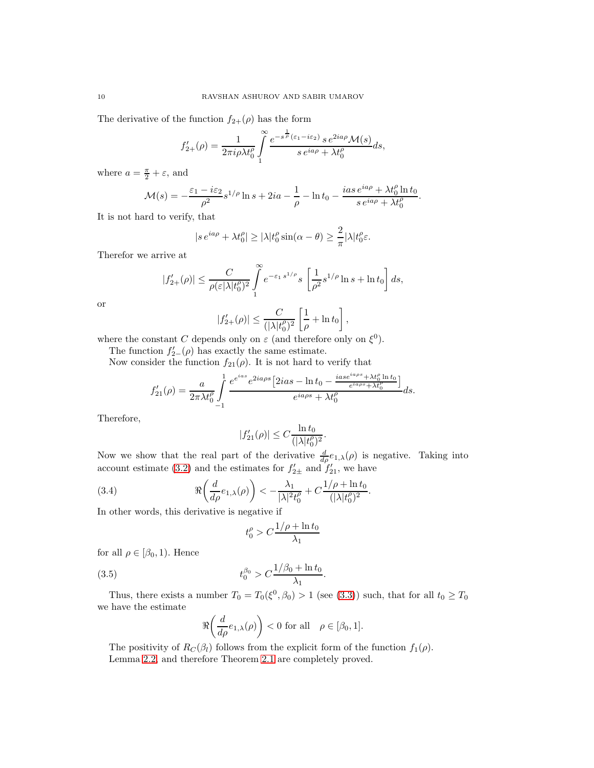The derivative of the function $f_{2+}(\rho)$ has the form

$$f'_{2+}(\rho) = \frac{1}{2\pi i \rho \lambda t_0^\rho} \int\limits_1^\infty \frac{e^{-s^{\frac{1}{\rho}}(\varepsilon_1 - i\varepsilon_2)}\, s\, e^{2ia\rho} \mathcal{M}(s)}{s\, e^{ia\rho} + \lambda t_0^\rho} ds,$$

where $a = \frac{\pi}{2} + \varepsilon$, and

$$\mathcal{M}(s) = -\frac{\varepsilon_1 - i\varepsilon_2}{\rho^2} s^{1/\rho} \ln s + 2ia - \frac{1}{\rho} - \ln t_0 - \frac{ias\, e^{ia\rho} + \lambda t_0^\rho \ln t_0}{s\, e^{ia\rho} + \lambda t_0^\rho}.$$

It is not hard to verify, that

$$|s\, e^{ia\rho} + \lambda t_0^\rho| \geq |\lambda| t_0^\rho \sin(\alpha - \theta) \geq \frac{2}{\pi} |\lambda| t_0^\rho \varepsilon.$$

Therefor we arrive at

$$|f'_{2+}(\rho)| \leq \frac{C}{\rho(\varepsilon |\lambda| t_0^\rho)^2} \int\limits_1^\infty e^{-\varepsilon_1 s^{1/\rho}} s \left[ \frac{1}{\rho^2} s^{1/\rho} \ln s + \ln t_0 \right] ds,$$

or

$$|f'_{2+}(\rho)| \leq \frac{C}{(|\lambda| t_0^\rho)^2} \left[ \frac{1}{\rho} + \ln t_0 \right],$$

where the constant $C$ depends only on $\varepsilon$ (and therefore only on $\xi^0$).

The function $f'_{2-}(\rho)$ has exactly the same estimate.

Now consider the function $f_{21}(\rho)$. It is not hard to verify that

$$f'_{21}(\rho) = \frac{a}{2\pi \lambda t_0^\rho} \int\limits_{-1}^1 \frac{e^{e^{ias}} e^{2ia\rho s} \left[ 2ias - \ln t_0 - \frac{ias e^{ia\rho s} + \lambda t_0^\rho \ln t_0}{e^{ia\rho s} + \lambda t_0^\rho} \right]}{e^{ia\rho s} + \lambda t_0^\rho} ds.$$

Therefore,

$$|f'_{21}(\rho)| \leq C \frac{\ln t_0}{(|\lambda| t_0^\rho)^2}.$$

Now we show that the real part of the derivative $\frac{d}{d\rho} e_{1,\lambda}(\rho)$ is negative. Taking into account estimate (3.2) and the estimates for $f'_{2\pm}$ and $f'_{21}$, we have

$$\Re\bigg( \frac{d}{d\rho} e_{1,\lambda}(\rho) \bigg) < -\frac{\lambda_1}{|\lambda|^2 t_0^\rho} + C \frac{1/\rho + \ln t_0}{(|\lambda| t_0^\rho)^2}. \tag{3.4}$$

In other words, this derivative is negative if

$$t_0^\rho > C \frac{1/\rho + \ln t_0}{\lambda_1}$$

for all $\rho \in [\beta_0, 1)$. Hence

$$t_0^{\beta_0} > C \frac{1/\beta_0 + \ln t_0}{\lambda_1}. \tag{3.5}$$

Thus, there exists a number $T_0 = T_0(\xi^0, \beta_0) > 1$ (see (3.3)) such, that for all $t_0 \geq T_0$ we have the estimate

$$\Re\bigg( \frac{d}{d\rho} e_{1,\lambda}(\rho) \bigg) < 0 \text{ for all } \quad \rho \in [\beta_0, 1].$$

The positivity of $R_C(\beta_l)$ follows from the explicit form of the function $f_1(\rho)$.

Lemma 2.2, and therefore Theorem 2.1 are completely proved.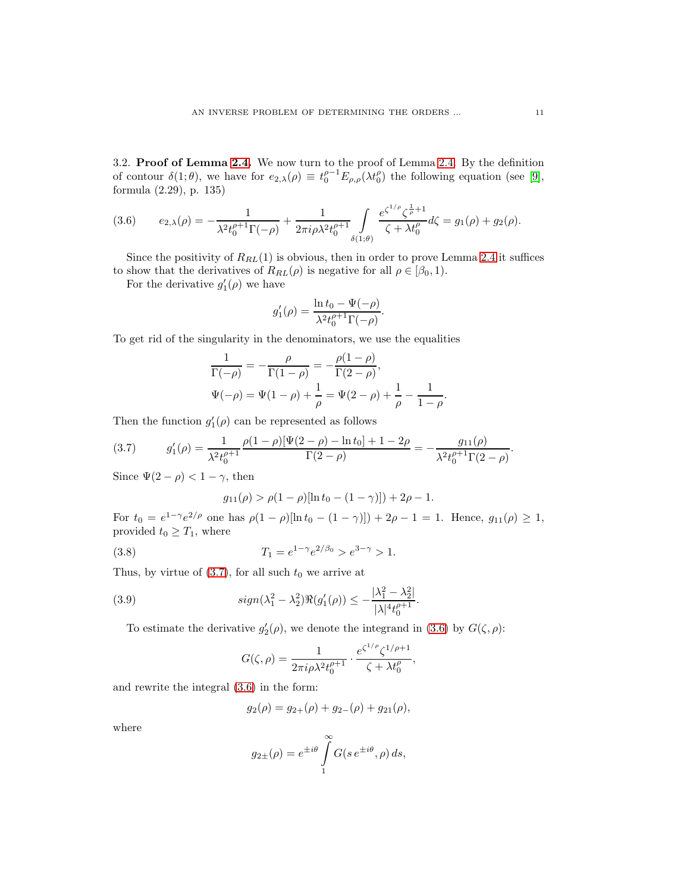3.2. **Proof of Lemma 2.4.** We now turn to the proof of Lemma 2.4. By the definition of contour $\delta(1;\theta)$, we have for $e_{2,\lambda}(\rho)\equiv t_0^{\rho-1}E_{\rho,\rho}(\lambda t_0^\rho)$ the following equation (see [9], formula (2.29), p. 135)

$$
e_{2,\lambda}(\rho) = -\frac{1}{\lambda^2 t_0^{\rho+1}\Gamma(-\rho)} + \frac{1}{2\pi i\rho\lambda^2 t_0^{\rho+1}}\int\limits_{\delta(1;\theta)} \frac{e^{\zeta^{1/\rho}}\zeta^{\frac{1}{\rho}+1}}{\zeta+\lambda t_0^\rho}d\zeta = g_1(\rho)+g_2(\rho). \tag{3.6}
$$

Since the positivity of $R_{RL}(1)$ is obvious, then in order to prove Lemma 2.4 it suffices to show that the derivatives of $R_{RL}(\rho)$ is negative for all $\rho\in[\beta_0,1)$.

For the derivative $g_1'(\rho)$ we have

$$
g_1'(\rho) = \frac{\ln t_0 - \Psi(-\rho)}{\lambda^2 t_0^{\rho+1}\Gamma(-\rho)}.
$$

To get rid of the singularity in the denominators, we use the equalities

$$
\frac{1}{\Gamma(-\rho)} = -\frac{\rho}{\Gamma(1-\rho)} = -\frac{\rho(1-\rho)}{\Gamma(2-\rho)},
$$

$$
\Psi(-\rho) = \Psi(1-\rho)+\frac{1}{\rho} = \Psi(2-\rho)+\frac{1}{\rho}-\frac{1}{1-\rho}.
$$

Then the function $g_1'(\rho)$ can be represented as follows

$$
g_1'(\rho) = \frac{1}{\lambda^2 t_0^{\rho+1}}\frac{\rho(1-\rho)[\Psi(2-\rho)-\ln t_0]+1-2\rho}{\Gamma(2-\rho)} = -\frac{g_{11}(\rho)}{\lambda^2 t_0^{\rho+1}\Gamma(2-\rho)}. \tag{3.7}
$$

Since $\Psi(2-\rho)<1-\gamma$, then

$$
g_{11}(\rho) > \rho(1-\rho)[\ln t_0-(1-\gamma)]) + 2\rho - 1.
$$

For $t_0 = e^{1-\gamma}e^{2/\rho}$ one has $\rho(1-\rho)[\ln t_0-(1-\gamma)]) + 2\rho - 1 = 1$. Hence, $g_{11}(\rho)\geq 1$, provided $t_0\geq T_1$, where

$$
T_1 = e^{1-\gamma}e^{2/\beta_0} > e^{3-\gamma} > 1. \tag{3.8}
$$

Thus, by virtue of (3.7), for all such $t_0$ we arrive at

$$
sign(\lambda_1^2-\lambda_2^2)\Re(g_1'(\rho)) \leq -\frac{|\lambda_1^2-\lambda_2^2|}{|\lambda|^4 t_0^{\rho+1}}. \tag{3.9}
$$

To estimate the derivative $g_2'(\rho)$, we denote the integrand in (3.6) by $G(\zeta,\rho)$:

$$
G(\zeta,\rho) = \frac{1}{2\pi i\rho\lambda^2 t_0^{\rho+1}}\cdot\frac{e^{\zeta^{1/\rho}}\zeta^{1/\rho+1}}{\zeta+\lambda t_0^\rho},
$$

and rewrite the integral (3.6) in the form:

$$
g_2(\rho) = g_{2+}(\rho)+g_{2-}(\rho)+g_{21}(\rho),
$$

where

$$
g_{2\pm}(\rho) = e^{\pm i\theta}\int\limits_1^\infty G(s\,e^{\pm i\theta},\rho)\,ds,
$$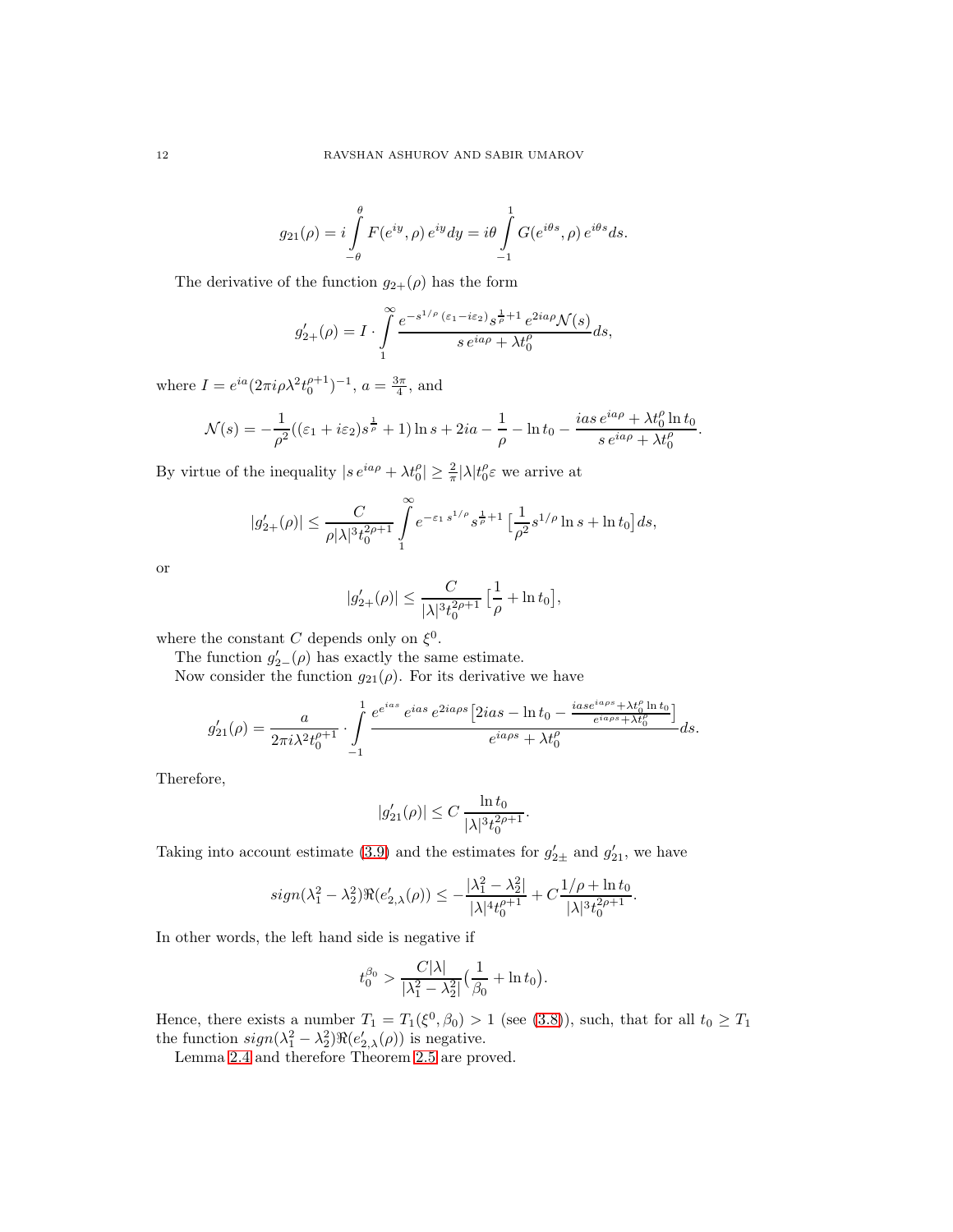$$g_{21}(\rho) = i\int_{-\theta}^{\theta} F(e^{iy},\rho)\, e^{iy}dy = i\theta \int_{-1}^{1} G(e^{i\theta s},\rho)\, e^{i\theta s}ds.$$

The derivative of the function $g_{2+}(\rho)$ has the form

$$g'_{2+}(\rho) = I\cdot \int_{1}^{\infty} \frac{e^{-s^{1/\rho}\,(\varepsilon_1 - i\varepsilon_2)}s^{\frac{1}{\rho}+1}\, e^{2ia\rho}\mathcal{N}(s)}{s\, e^{ia\rho}+\lambda t_0^{\rho}}ds,$$

where $I = e^{ia}(2\pi i\rho\lambda^2 t_0^{\rho+1})^{-1}$, $a=\frac{3\pi}{4}$, and

$$\mathcal{N}(s) = -\frac{1}{\rho^2}((\varepsilon_1+i\varepsilon_2)s^{\frac{1}{\rho}}+1)\ln s + 2ia - \frac{1}{\rho} - \ln t_0 - \frac{ias\, e^{ia\rho}+\lambda t_0^{\rho}\ln t_0}{s\, e^{ia\rho}+\lambda t_0^{\rho}}.$$

By virtue of the inequality $|s\, e^{ia\rho}+\lambda t_0^{\rho}| \geq \frac{2}{\pi}|\lambda| t_0^{\rho}\varepsilon$ we arrive at

$$|g'_{2+}(\rho)| \leq \frac{C}{\rho|\lambda|^3 t_0^{2\rho+1}} \int_{1}^{\infty} e^{-\varepsilon_1\, s^{1/\rho}} s^{\frac{1}{\rho}+1}\big[\frac{1}{\rho^2}s^{1/\rho}\ln s + \ln t_0\big]ds,$$

or

$$|g'_{2+}(\rho)| \leq \frac{C}{|\lambda|^3 t_0^{2\rho+1}}\big[\frac{1}{\rho}+\ln t_0\big],$$

where the constant $C$ depends only on $\xi^0$.

The function $g'_{2-}(\rho)$ has exactly the same estimate.

Now consider the function $g_{21}(\rho)$. For its derivative we have

$$g'_{21}(\rho) = \frac{a}{2\pi i\lambda^2 t_0^{\rho+1}}\cdot \int_{-1}^{1} \frac{e^{e^{ias}}\, e^{ias}\, e^{2ia\rho s}\big[2ias - \ln t_0 - \frac{iase^{ia\rho s}+\lambda t_0^{\rho}\ln t_0}{e^{ia\rho s}+\lambda t_0^{\rho}}\big]}{e^{ia\rho s}+\lambda t_0^{\rho}}ds.$$

Therefore,

$$|g'_{21}(\rho)| \leq C\, \frac{\ln t_0}{|\lambda|^3 t_0^{2\rho+1}}.$$

Taking into account estimate (3.9) and the estimates for $g'_{2\pm}$ and $g'_{21}$, we have

$$sign(\lambda_1^2-\lambda_2^2)\Re(e'_{2,\lambda}(\rho)) \leq -\frac{|\lambda_1^2-\lambda_2^2|}{|\lambda|^4 t_0^{\rho+1}} + C\frac{1/\rho + \ln t_0}{|\lambda|^3 t_0^{2\rho+1}}.$$

In other words, the left hand side is negative if

$$t_0^{\beta_0} > \frac{C|\lambda|}{|\lambda_1^2-\lambda_2^2|}\big(\frac{1}{\beta_0}+\ln t_0\big).$$

Hence, there exists a number $T_1 = T_1(\xi^0,\beta_0) > 1$ (see (3.8)), such, that for all $t_0 \geq T_1$ the function $sign(\lambda_1^2-\lambda_2^2)\Re(e'_{2,\lambda}(\rho))$ is negative.

Lemma 2.4 and therefore Theorem 2.5 are proved.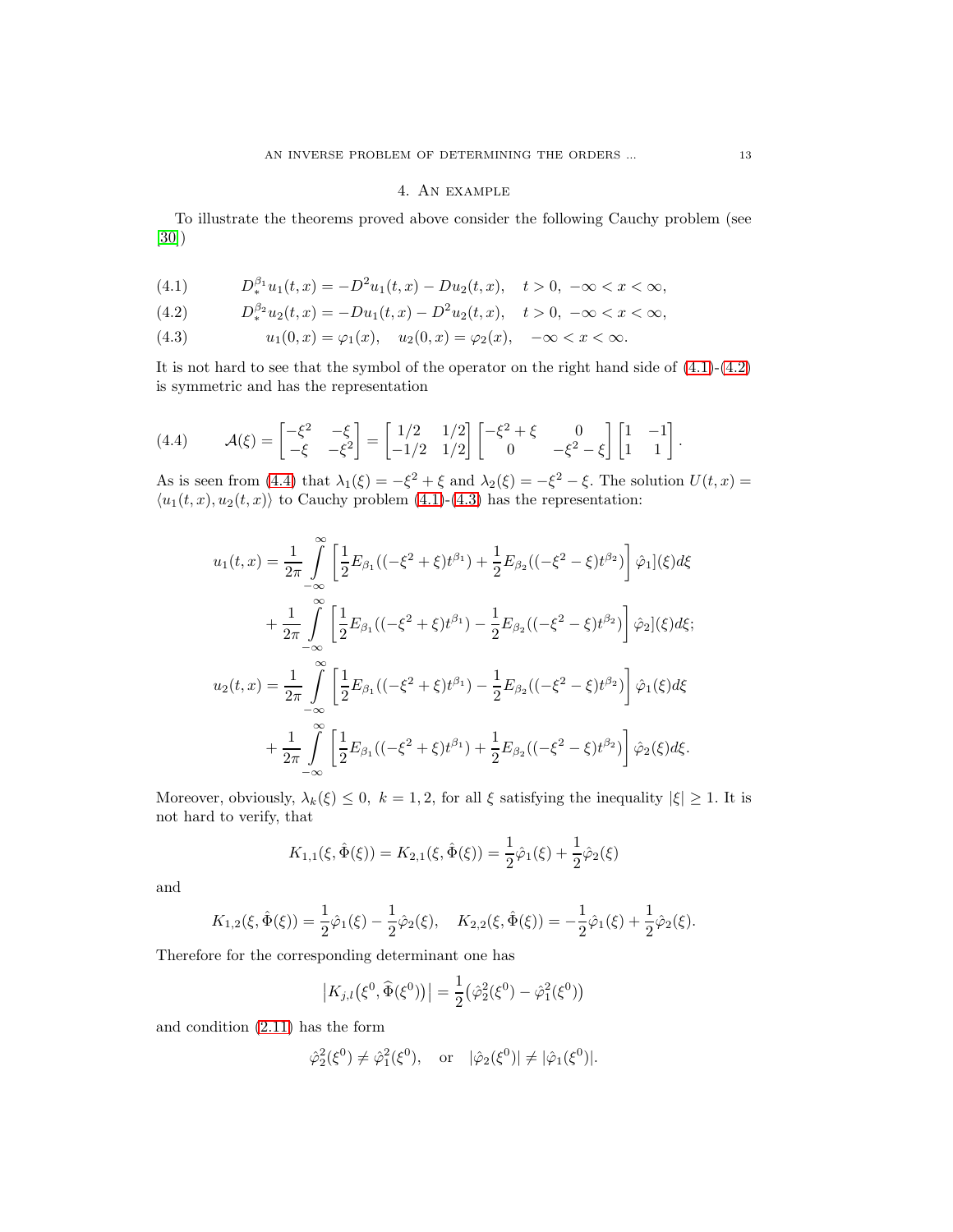## 4. An example

To illustrate the theorems proved above consider the following Cauchy problem (see [30])

$$D_*^{\beta_1} u_1(t,x) = -D^2 u_1(t,x) - Du_2(t,x), \quad t>0,\ -\infty<x<\infty, \tag{4.1}$$

$$D_*^{\beta_2} u_2(t,x) = -Du_1(t,x) - D^2 u_2(t,x), \quad t>0,\ -\infty<x<\infty, \tag{4.2}$$

$$u_1(0,x)=\varphi_1(x), \quad u_2(0,x)=\varphi_2(x), \quad -\infty<x<\infty. \tag{4.3}$$

It is not hard to see that the symbol of the operator on the right hand side of (4.1)-(4.2) is symmetric and has the representation

$$\mathcal{A}(\xi) = \begin{bmatrix} -\xi^2 & -\xi \\ -\xi & -\xi^2 \end{bmatrix} = \begin{bmatrix} 1/2 & 1/2 \\ -1/2 & 1/2 \end{bmatrix} \begin{bmatrix} -\xi^2+\xi & 0 \\ 0 & -\xi^2-\xi \end{bmatrix} \begin{bmatrix} 1 & -1 \\ 1 & 1 \end{bmatrix}. \tag{4.4}$$

As is seen from (4.4) that $\lambda_1(\xi)=-\xi^2+\xi$ and $\lambda_2(\xi)=-\xi^2-\xi$. The solution $U(t,x)=\langle u_1(t,x),u_2(t,x)\rangle$ to Cauchy problem (4.1)-(4.3) has the representation:

$$\begin{aligned}
u_1(t,x) &= \frac{1}{2\pi}\int\limits_{-\infty}^{\infty}\left[\frac{1}{2}E_{\beta_1}((-\xi^2+\xi)t^{\beta_1}) + \frac{1}{2}E_{\beta_2}((-\xi^2-\xi)t^{\beta_2})\right]\hat{\varphi}_1](\xi)d\xi \\
&+ \frac{1}{2\pi}\int\limits_{-\infty}^{\infty}\left[\frac{1}{2}E_{\beta_1}((-\xi^2+\xi)t^{\beta_1}) - \frac{1}{2}E_{\beta_2}((-\xi^2-\xi)t^{\beta_2})\right]\hat{\varphi}_2](\xi)d\xi; \\
u_2(t,x) &= \frac{1}{2\pi}\int\limits_{-\infty}^{\infty}\left[\frac{1}{2}E_{\beta_1}((-\xi^2+\xi)t^{\beta_1}) - \frac{1}{2}E_{\beta_2}((-\xi^2-\xi)t^{\beta_2})\right]\hat{\varphi}_1(\xi)d\xi \\
&+ \frac{1}{2\pi}\int\limits_{-\infty}^{\infty}\left[\frac{1}{2}E_{\beta_1}((-\xi^2+\xi)t^{\beta_1}) + \frac{1}{2}E_{\beta_2}((-\xi^2-\xi)t^{\beta_2})\right]\hat{\varphi}_2(\xi)d\xi.
\end{aligned}$$

Moreover, obviously, $\lambda_k(\xi)\le 0,\ k=1,2$, for all $\xi$ satisfying the inequality $|\xi|\ge 1$. It is not hard to verify, that

$$K_{1,1}(\xi,\hat{\Phi}(\xi)) = K_{2,1}(\xi,\hat{\Phi}(\xi)) = \frac{1}{2}\hat{\varphi}_1(\xi)+\frac{1}{2}\hat{\varphi}_2(\xi)$$

and

$$K_{1,2}(\xi,\hat{\Phi}(\xi)) = \frac{1}{2}\hat{\varphi}_1(\xi)-\frac{1}{2}\hat{\varphi}_2(\xi), \quad K_{2,2}(\xi,\hat{\Phi}(\xi)) = -\frac{1}{2}\hat{\varphi}_1(\xi)+\frac{1}{2}\hat{\varphi}_2(\xi).$$

Therefore for the corresponding determinant one has

$$\left|K_{j,l}(\xi^0,\widehat{\Phi}(\xi^0))\right| = \frac{1}{2}\left(\hat{\varphi}_2^2(\xi^0)-\hat{\varphi}_1^2(\xi^0)\right)$$

and condition (2.11) has the form

$$\hat{\varphi}_2^2(\xi^0)\ne\hat{\varphi}_1^2(\xi^0), \quad \text{or} \quad |\hat{\varphi}_2(\xi^0)|\ne|\hat{\varphi}_1(\xi^0)|.$$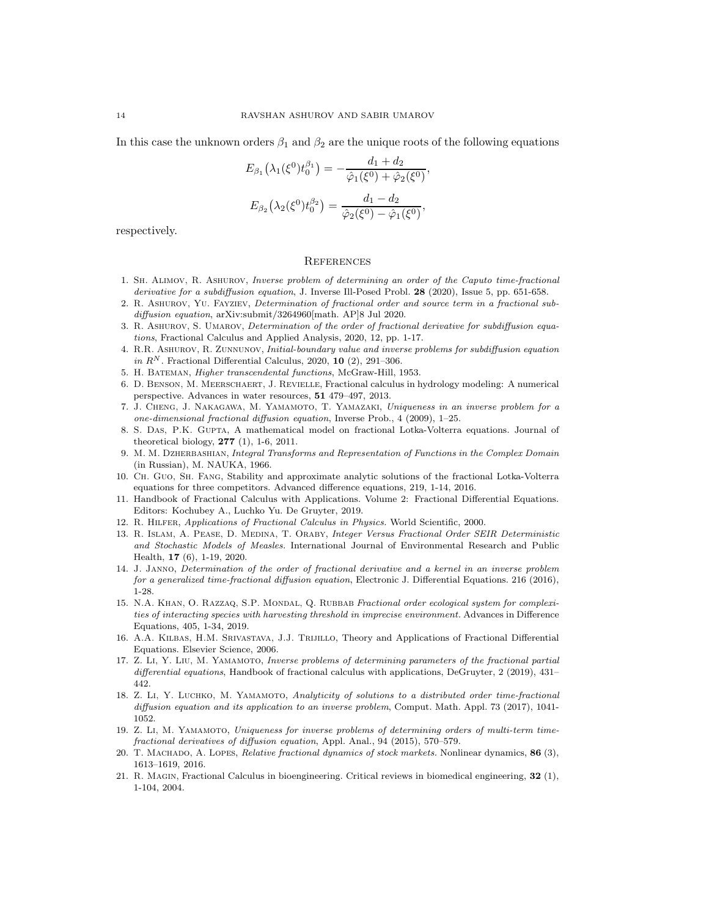In this case the unknown orders $\beta_1$ and $\beta_2$ are the unique roots of the following equations

$$E_{\beta_1}\big(\lambda_1(\xi^0)t_0^{\beta_1}\big) = -\frac{d_1+d_2}{\hat{\varphi}_1(\xi^0)+\hat{\varphi}_2(\xi^0)},$$

$$E_{\beta_2}\big(\lambda_2(\xi^0)t_0^{\beta_2}\big) = \frac{d_1-d_2}{\hat{\varphi}_2(\xi^0)-\hat{\varphi}_1(\xi^0)},$$

respectively.

## References

1. Sh. Alimov, R. Ashurov, *Inverse problem of determining an order of the Caputo time-fractional derivative for a subdiffusion equation*, J. Inverse Ill-Posed Probl. **28** (2020), Issue 5, pp. 651-658.
2. R. Ashurov, Yu. Fayziev, *Determination of fractional order and source term in a fractional subdiffusion equation*, arXiv:submit/3264960[math. AP]8 Jul 2020.
3. R. Ashurov, S. Umarov, *Determination of the order of fractional derivative for subdiffusion equations*, Fractional Calculus and Applied Analysis, 2020, 12, pp. 1-17.
4. R.R. Ashurov, R. Zunnunov, *Initial-boundary value and inverse problems for subdiffusion equation in $R^N$*. Fractional Differential Calculus, 2020, **10** (2), 291–306.
5. H. Bateman, *Higher transcendental functions*, McGraw-Hill, 1953.
6. D. Benson, M. Meerschaert, J. Revielle, Fractional calculus in hydrology modeling: A numerical perspective. Advances in water resources, **51** 479–497, 2013.
7. J. Cheng, J. Nakagawa, M. Yamamoto, T. Yamazaki, *Uniqueness in an inverse problem for a one-dimensional fractional diffusion equation*, Inverse Prob., 4 (2009), 1–25.
8. S. Das, P.K. Gupta, A mathematical model on fractional Lotka-Volterra equations. Journal of theoretical biology, **277** (1), 1-6, 2011.
9. M. M. Dzherbashian, *Integral Transforms and Representation of Functions in the Complex Domain* (in Russian), M. NAUKA, 1966.
10. Ch. Guo, Sh. Fang, Stability and approximate analytic solutions of the fractional Lotka-Volterra equations for three competitors. Advanced difference equations, 219, 1-14, 2016.
11. Handbook of Fractional Calculus with Applications. Volume 2: Fractional Differential Equations. Editors: Kochubey A., Luchko Yu. De Gruyter, 2019.
12. R. Hilfer, *Applications of Fractional Calculus in Physics.* World Scientific, 2000.
13. R. Islam, A. Pease, D. Medina, T. Oraby, *Integer Versus Fractional Order SEIR Deterministic and Stochastic Models of Measles.* International Journal of Environmental Research and Public Health, **17** (6), 1-19, 2020.
14. J. Janno, *Determination of the order of fractional derivative and a kernel in an inverse problem for a generalized time-fractional diffusion equation*, Electronic J. Differential Equations. 216 (2016), 1-28.
15. N.A. Khan, O. Razzaq, S.P. Mondal, Q. Rubbab *Fractional order ecological system for complexities of interacting species with harvesting threshold in imprecise environment.* Advances in Difference Equations, 405, 1-34, 2019.
16. A.A. Kilbas, H.M. Srivastava, J.J. Trijillo, Theory and Applications of Fractional Differential Equations. Elsevier Science, 2006.
17. Z. Li, Y. Liu, M. Yamamoto, *Inverse problems of determining parameters of the fractional partial differential equations*, Handbook of fractional calculus with applications, DeGruyter, 2 (2019), 431–442.
18. Z. Li, Y. Luchko, M. Yamamoto, *Analyticity of solutions to a distributed order time-fractional diffusion equation and its application to an inverse problem*, Comput. Math. Appl. 73 (2017), 1041-1052.
19. Z. Li, M. Yamamoto, *Uniqueness for inverse problems of determining orders of multi-term time-fractional derivatives of diffusion equation*, Appl. Anal., 94 (2015), 570–579.
20. T. Machado, A. Lopes, *Relative fractional dynamics of stock markets.* Nonlinear dynamics, **86** (3), 1613–1619, 2016.
21. R. Magin, Fractional Calculus in bioengineering. Critical reviews in biomedical engineering, **32** (1), 1-104, 2004.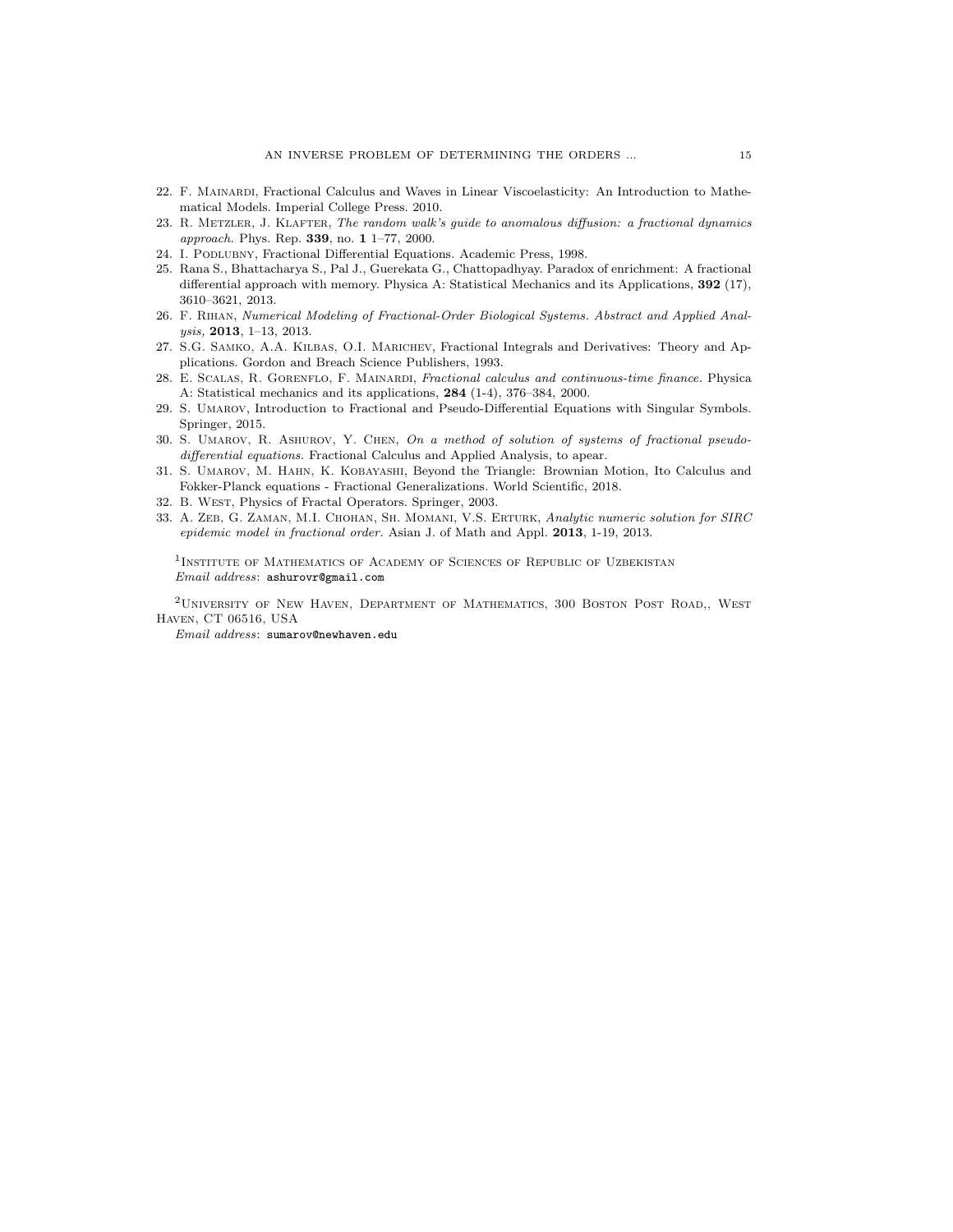22. F. Mainardi, Fractional Calculus and Waves in Linear Viscoelasticity: An Introduction to Mathematical Models. Imperial College Press. 2010.
23. R. Metzler, J. Klafter, *The random walk's guide to anomalous diffusion: a fractional dynamics approach.* Phys. Rep. **339**, no. **1** 1–77, 2000.
24. I. Podlubny, Fractional Differential Equations. Academic Press, 1998.
25. Rana S., Bhattacharya S., Pal J., Guerekata G., Chattopadhyay. Paradox of enrichment: A fractional differential approach with memory. Physica A: Statistical Mechanics and its Applications, **392** (17), 3610–3621, 2013.
26. F. Rihan, *Numerical Modeling of Fractional-Order Biological Systems. Abstract and Applied Analysis,* **2013**, 1–13, 2013.
27. S.G. Samko, A.A. Kilbas, O.I. Marichev, Fractional Integrals and Derivatives: Theory and Applications. Gordon and Breach Science Publishers, 1993.
28. E. Scalas, R. Gorenflo, F. Mainardi, *Fractional calculus and continuous-time finance.* Physica A: Statistical mechanics and its applications, **284** (1-4), 376–384, 2000.
29. S. Umarov, Introduction to Fractional and Pseudo-Differential Equations with Singular Symbols. Springer, 2015.
30. S. Umarov, R. Ashurov, Y. Chen, *On a method of solution of systems of fractional pseudo-differential equations.* Fractional Calculus and Applied Analysis, to apear.
31. S. Umarov, M. Hahn, K. Kobayashi, Beyond the Triangle: Brownian Motion, Ito Calculus and Fokker-Planck equations - Fractional Generalizations. World Scientific, 2018.
32. B. West, Physics of Fractal Operators. Springer, 2003.
33. A. Zeb, G. Zaman, M.I. Chohan, Sh. Momani, V.S. Erturk, *Analytic numeric solution for SIRC epidemic model in fractional order*. Asian J. of Math and Appl. **2013**, 1-19, 2013.

[1]Institute of Mathematics of Academy of Sciences of Republic of Uzbekistan
*Email address*: ashurovr@gmail.com

[2]University of New Haven, Department of Mathematics, 300 Boston Post Road,, West Haven, CT 06516, USA
*Email address*: sumarov@newhaven.edu